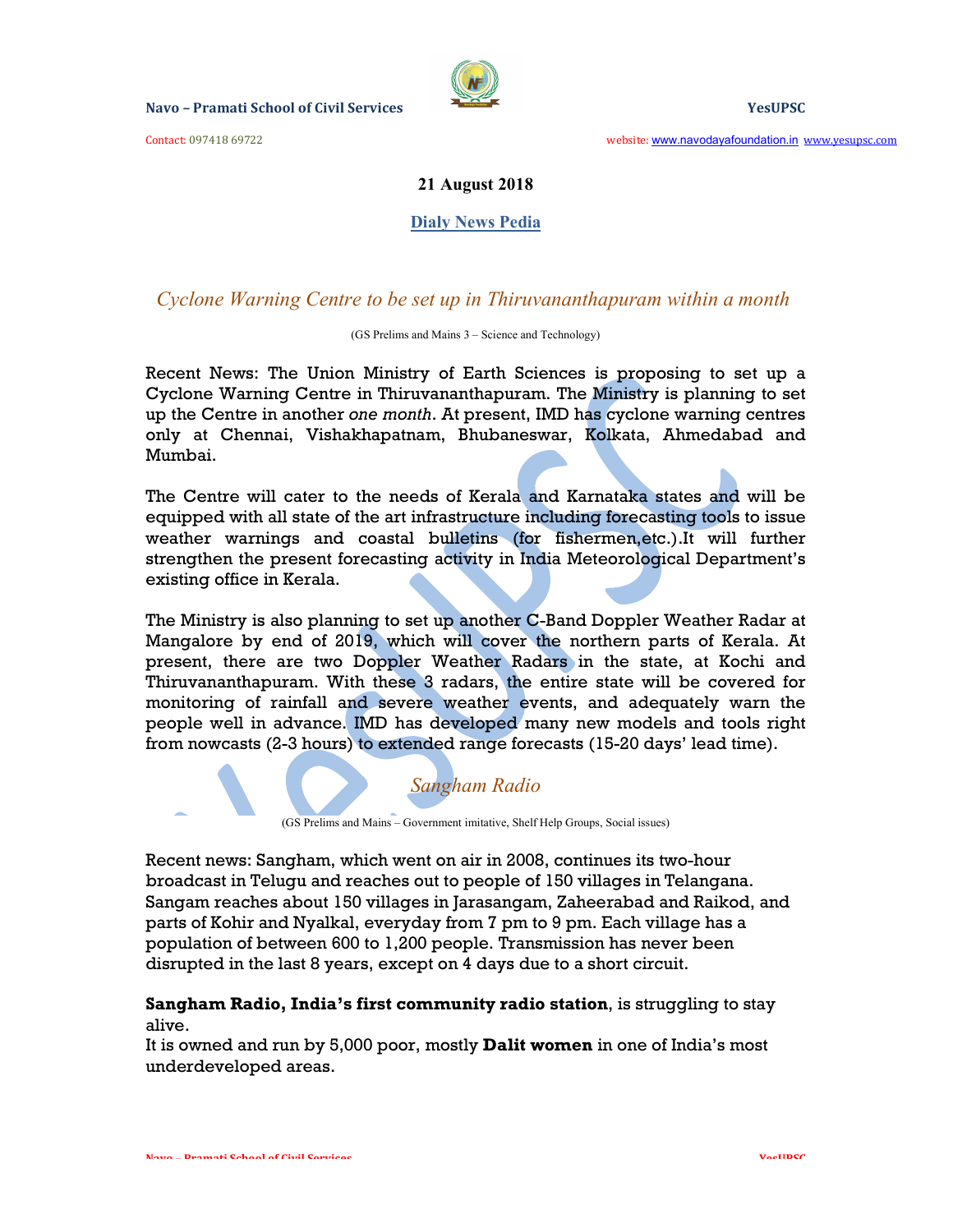**21 August 2018**

## Dialy News Pedia

## *Cyclone Warning Centre to be set up in Thiruvananthapuram within a month*

(GS Prelims and Mains 3 – Science and Technology)

Recent News: The Union Ministry of Earth Sciences is proposing to set up a Cyclone Warning Centre in Thiruvananthapuram. The Ministry is planning to set up the Centre in another *one month*. At present, IMD has cyclone warning centres only at Chennai, Vishakhapatnam, Bhubaneswar, Kolkata, Ahmedabad and Mumbai.

The Centre will cater to the needs of Kerala and Karnataka states and will be equipped with all state of the art infrastructure including forecasting tools to issue weather warnings and coastal bulletins (for fishermen,etc.).It will further strengthen the present forecasting activity in India Meteorological Department's existing office in Kerala.

The Ministry is also planning to set up another C-Band Doppler Weather Radar at Mangalore by end of 2019, which will cover the northern parts of Kerala. At present, there are two Doppler Weather Radars in the state, at Kochi and Thiruvananthapuram. With these 3 radars, the entire state will be covered for monitoring of rainfall and severe weather events, and adequately warn the people well in advance. IMD has developed many new models and tools right from nowcasts (2-3 hours) to extended range forecasts (15-20 days' lead time).

## *Sangham Radio*

(GS Prelims and Mains – Government imitative, Shelf Help Groups, Social issues)

Recent news: Sangham, which went on air in 2008, continues its two-hour broadcast in Telugu and reaches out to people of 150 villages in Telangana. Sangam reaches about 150 villages in Jarasangam, Zaheerabad and Raikod, and parts of Kohir and Nyalkal, everyday from 7 pm to 9 pm. Each village has a population of between 600 to 1,200 people. Transmission has never been disrupted in the last 8 years, except on 4 days due to a short circuit.

**Sangham Radio, India's first community radio station**, is struggling to stay alive.

It is owned and run by 5,000 poor, mostly **Dalit women** in one of India's most underdeveloped areas.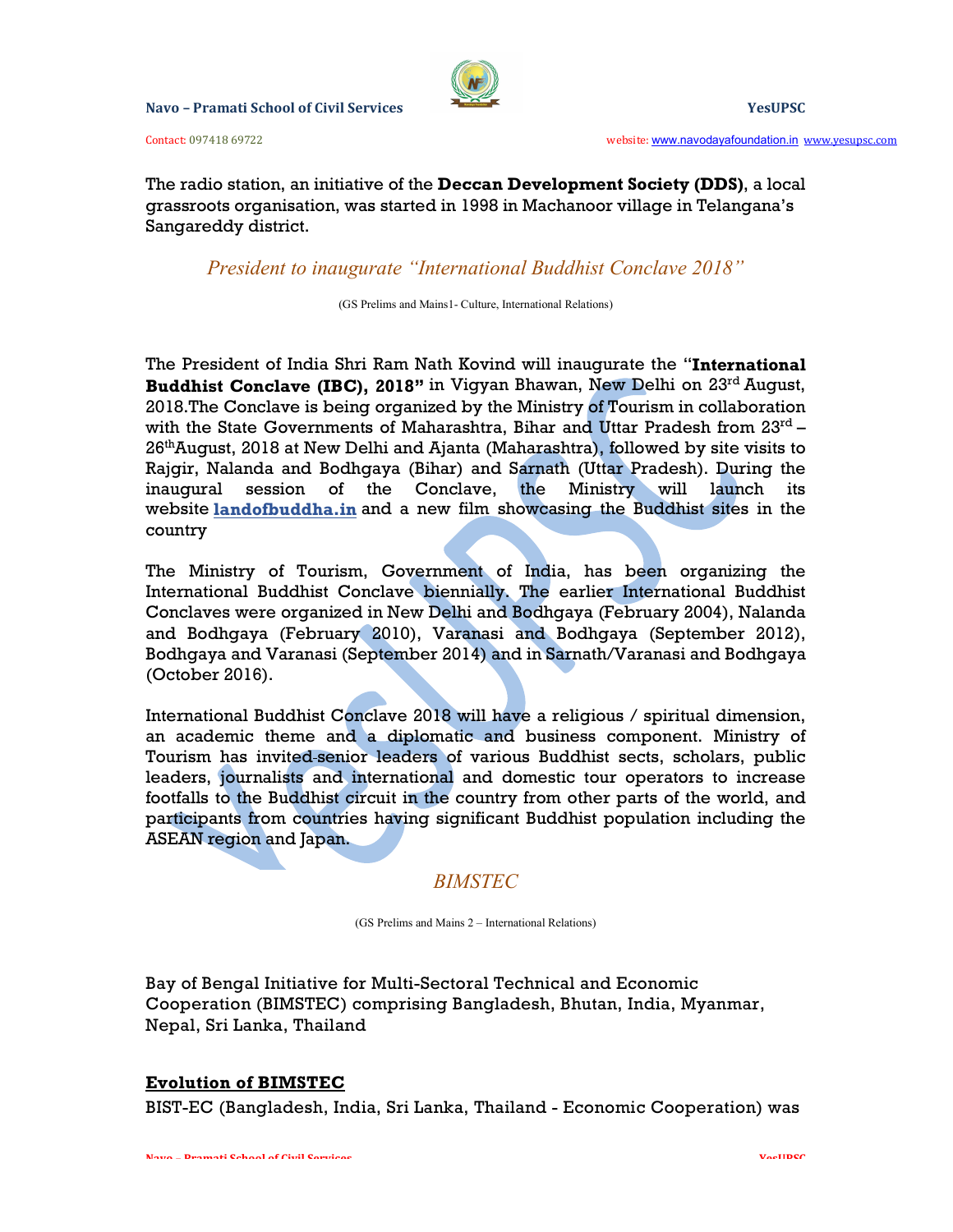The radio station, an initiative of the **Deccan Development Society (DDS)**, a local grassroots organisation, was started in 1998 in Machanoor village in Telangana's Sangareddy district.

## *President to inaugurate "International Buddhist Conclave 2018"*

(GS Prelims and Mains1- Culture, International Relations)

The President of India Shri Ram Nath Kovind will inaugurate the "**International Buddhist Conclave (IBC), 2018"** in Vigyan Bhawan, New Delhi on 23rd August, 2018.The Conclave is being organized by the Ministry of Tourism in collaboration with the State Governments of Maharashtra, Bihar and Uttar Pradesh from 23rd – 26thAugust, 2018 at New Delhi and Ajanta (Maharashtra), followed by site visits to Rajgir, Nalanda and Bodhgaya (Bihar) and Sarnath (Uttar Pradesh). During the inaugural session of the Conclave, the Ministry will launch its website **landofbuddha.in** and a new film showcasing the Buddhist sites in the country

The Ministry of Tourism, Government of India, has been organizing the International Buddhist Conclave biennially. The earlier International Buddhist Conclaves were organized in New Delhi and Bodhgaya (February 2004), Nalanda and Bodhgaya (February 2010), Varanasi and Bodhgaya (September 2012), Bodhgaya and Varanasi (September 2014) and in Sarnath/Varanasi and Bodhgaya (October 2016).

International Buddhist Conclave 2018 will have a religious / spiritual dimension, an academic theme and a diplomatic and business component. Ministry of Tourism has invited senior leaders of various Buddhist sects, scholars, public leaders, journalists and international and domestic tour operators to increase footfalls to the Buddhist circuit in the country from other parts of the world, and participants from countries having significant Buddhist population including the ASEAN region and Japan.

## *BIMSTEC*

(GS Prelims and Mains 2 – International Relations)

Bay of Bengal Initiative for Multi-Sectoral Technical and Economic Cooperation (BIMSTEC) comprising Bangladesh, Bhutan, India, Myanmar, Nepal, Sri Lanka, Thailand

### **Evolution of BIMSTEC**

BIST-EC (Bangladesh, India, Sri Lanka, Thailand - Economic Cooperation) was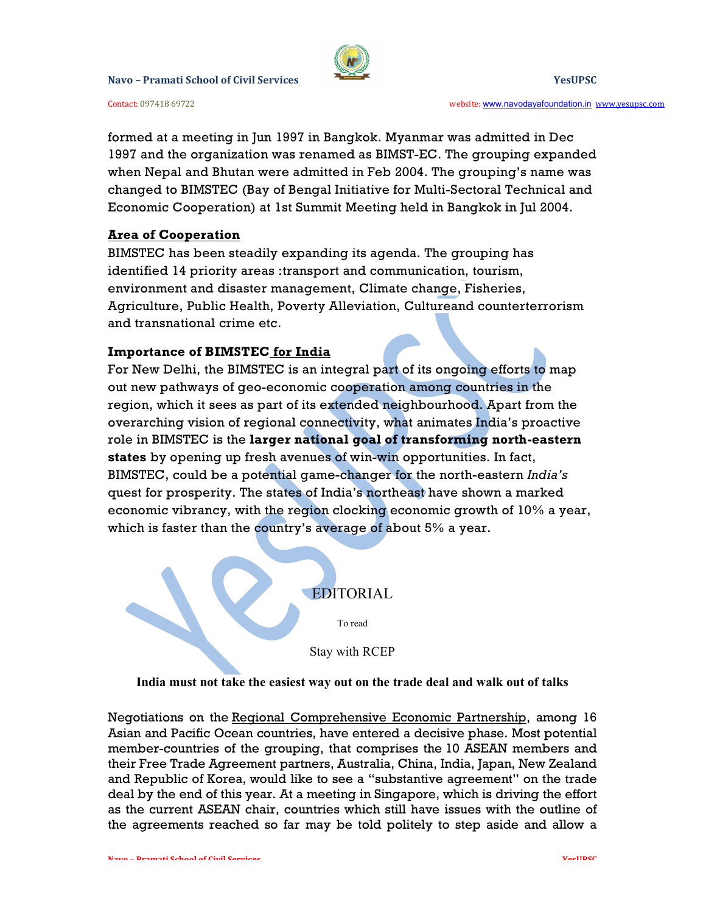formed at a meeting in Jun 1997 in Bangkok. Myanmar was admitted in Dec 1997 and the organization was renamed as BIMST-EC. The grouping expanded when Nepal and Bhutan were admitted in Feb 2004. The grouping's name was changed to BIMSTEC (Bay of Bengal Initiative for Multi-Sectoral Technical and Economic Cooperation) at 1st Summit Meeting held in Bangkok in Jul 2004.

**Area of Cooperation**

BIMSTEC has been steadily expanding its agenda. The grouping has identified 14 priority areas :transport and communication, tourism, environment and disaster management, Climate change, Fisheries, Agriculture, Public Health, Poverty Alleviation, Cultureand counterterrorism and transnational crime etc.

**Importance of BIMSTEC for India**

For New Delhi, the BIMSTEC is an integral part of its ongoing efforts to map out new pathways of geo-economic cooperation among countries in the region, which it sees as part of its extended neighbourhood. Apart from the overarching vision of regional connectivity, what animates India's proactive role in BIMSTEC is the **larger national goal of transforming north-eastern states** by opening up fresh avenues of win-win opportunities. In fact, BIMSTEC, could be a potential game-changer for the north-eastern *India's* quest for prosperity. The states of India's northeast have shown a marked economic vibrancy, with the region clocking economic growth of 10% a year, which is faster than the country's average of about 5% a year.

## EDITORIAL

To read

Stay with RCEP

**India must not take the easiest way out on the trade deal and walk out of talks**

Negotiations on the Regional Comprehensive Economic Partnership, among 16 Asian and Pacific Ocean countries, have entered a decisive phase. Most potential member-countries of the grouping, that comprises the 10 ASEAN members and their Free Trade Agreement partners, Australia, China, India, Japan, New Zealand and Republic of Korea, would like to see a "substantive agreement" on the trade deal by the end of this year. At a meeting in Singapore, which is driving the effort as the current ASEAN chair, countries which still have issues with the outline of the agreements reached so far may be told politely to step aside and allow a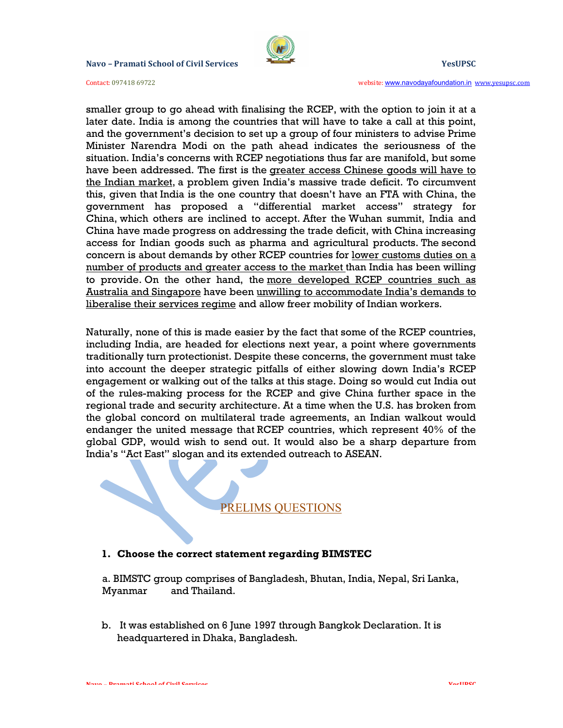smaller group to go ahead with finalising the RCEP, with the option to join it at a later date. India is among the countries that will have to take a call at this point, and the government's decision to set up a group of four ministers to advise Prime Minister Narendra Modi on the path ahead indicates the seriousness of the situation. India's concerns with RCEP negotiations thus far are manifold, but some have been addressed. The first is the <u>greater access Chinese goods will have to the Indian market</u>, a problem given India's massive trade deficit. To circumvent this, given that India is the one country that doesn't have an FTA with China, the government has proposed a "differential market access" strategy for China, which others are inclined to accept. After the Wuhan summit, India and China have made progress on addressing the trade deficit, with China increasing access for Indian goods such as pharma and agricultural products. The second concern is about demands by other RCEP countries for <u>lower customs duties on a number of products and greater access to the market</u> than India has been willing to provide. On the other hand, the <u>more developed RCEP countries such as Australia and Singapore</u> have been <u>unwilling to accommodate India's demands to liberalise their services regime</u> and allow freer mobility of Indian workers.

Naturally, none of this is made easier by the fact that some of the RCEP countries, including India, are headed for elections next year, a point where governments traditionally turn protectionist. Despite these concerns, the government must take into account the deeper strategic pitfalls of either slowing down India's RCEP engagement or walking out of the talks at this stage. Doing so would cut India out of the rules-making process for the RCEP and give China further space in the regional trade and security architecture. At a time when the U.S. has broken from the global concord on multilateral trade agreements, an Indian walkout would endanger the united message that RCEP countries, which represent 40% of the global GDP, would wish to send out. It would also be a sharp departure from India's "Act East" slogan and its extended outreach to ASEAN.

## PRELIMS QUESTIONS

1. **Choose the correct statement regarding BIMSTEC**

   a. BIMSTC group comprises of Bangladesh, Bhutan, India, Nepal, Sri Lanka, Myanmar and Thailand.

   b. It was established on 6 June 1997 through Bangkok Declaration. It is headquartered in Dhaka, Bangladesh.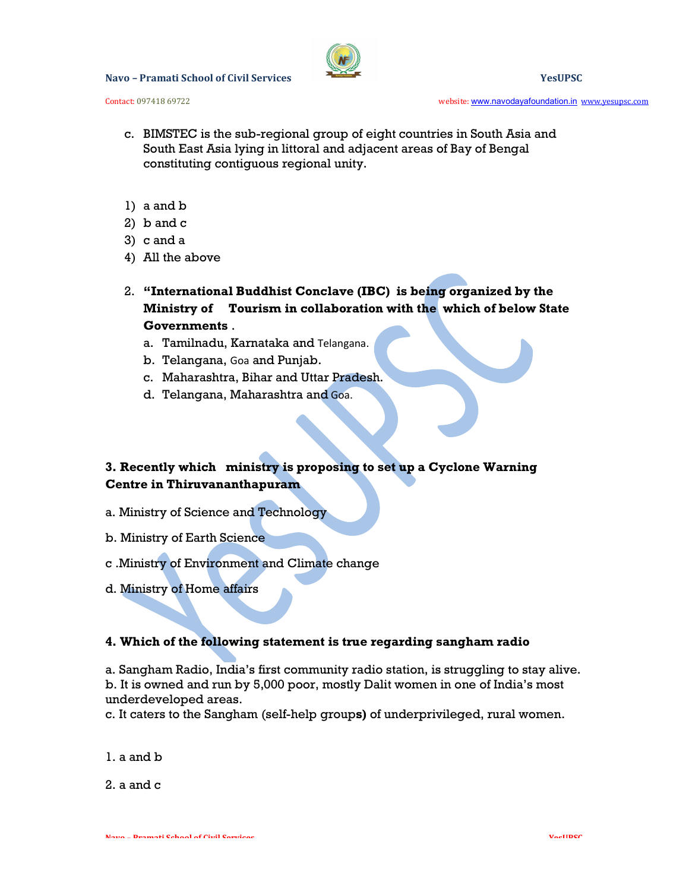c. BIMSTEC is the sub-regional group of eight countries in South Asia and South East Asia lying in littoral and adjacent areas of Bay of Bengal constituting contiguous regional unity.

1) a and b
2) b and c
3) c and a
4) All the above

2. **"International Buddhist Conclave (IBC) is being organized by the Ministry of Tourism in collaboration with the which of below State Governments .**
   a. Tamilnadu, Karnataka and Telangana.
   b. Telangana, Goa and Punjab.
   c. Maharashtra, Bihar and Uttar Pradesh.
   d. Telangana, Maharashtra and Goa.

**3. Recently which ministry is proposing to set up a Cyclone Warning Centre in Thiruvananthapuram**

a. Ministry of Science and Technology

b. Ministry of Earth Science

c .Ministry of Environment and Climate change

d. Ministry of Home affairs

**4. Which of the following statement is true regarding sangham radio**

a. Sangham Radio, India's first community radio station, is struggling to stay alive.
b. It is owned and run by 5,000 poor, mostly Dalit women in one of India's most underdeveloped areas.
c. It caters to the Sangham (self-help groups) of underprivileged, rural women.

1. a and b

2. a and c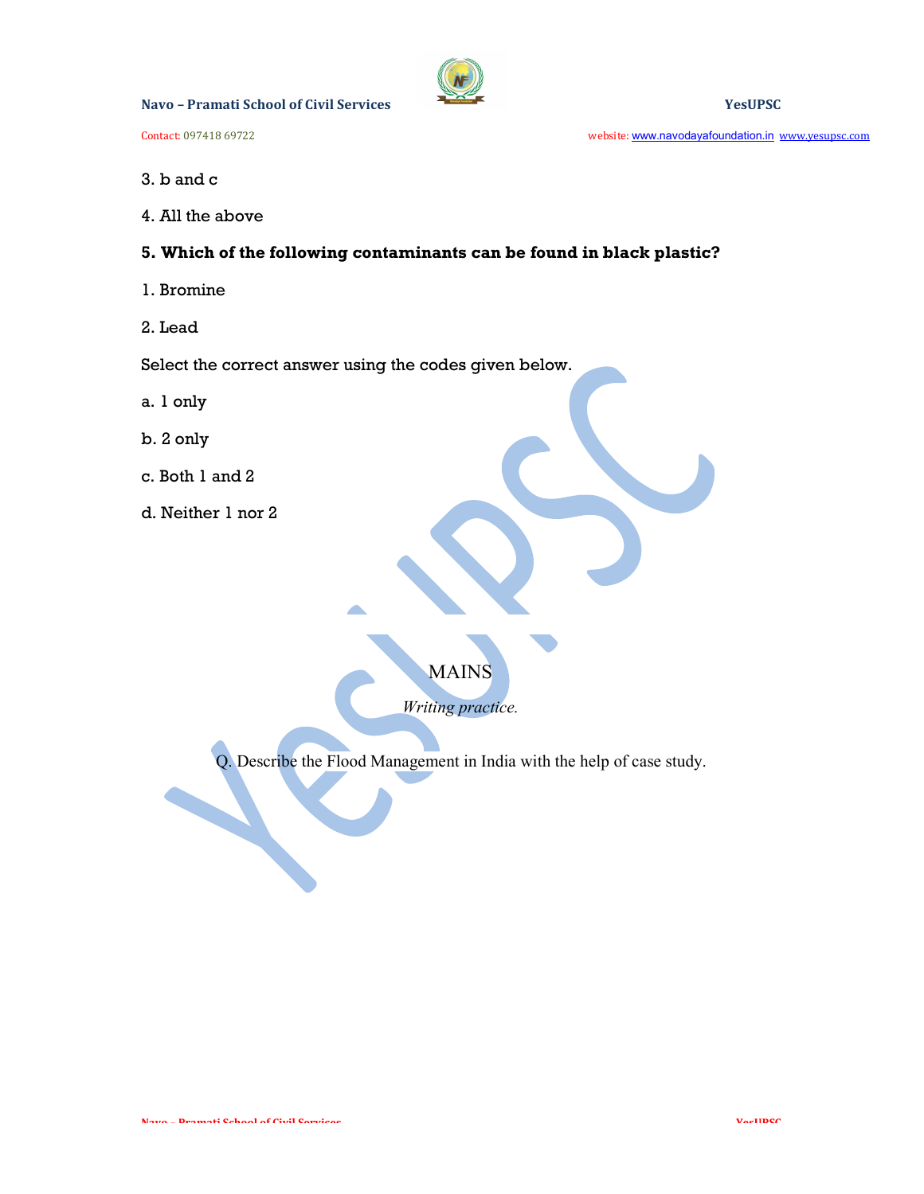3. b and c

4. All the above

**5. Which of the following contaminants can be found in black plastic?**

1. Bromine

2. Lead

Select the correct answer using the codes given below.

a. 1 only

b. 2 only

c. Both 1 and 2

d. Neither 1 nor 2

## MAINS

*Writing practice.*

Q. Describe the Flood Management in India with the help of case study.